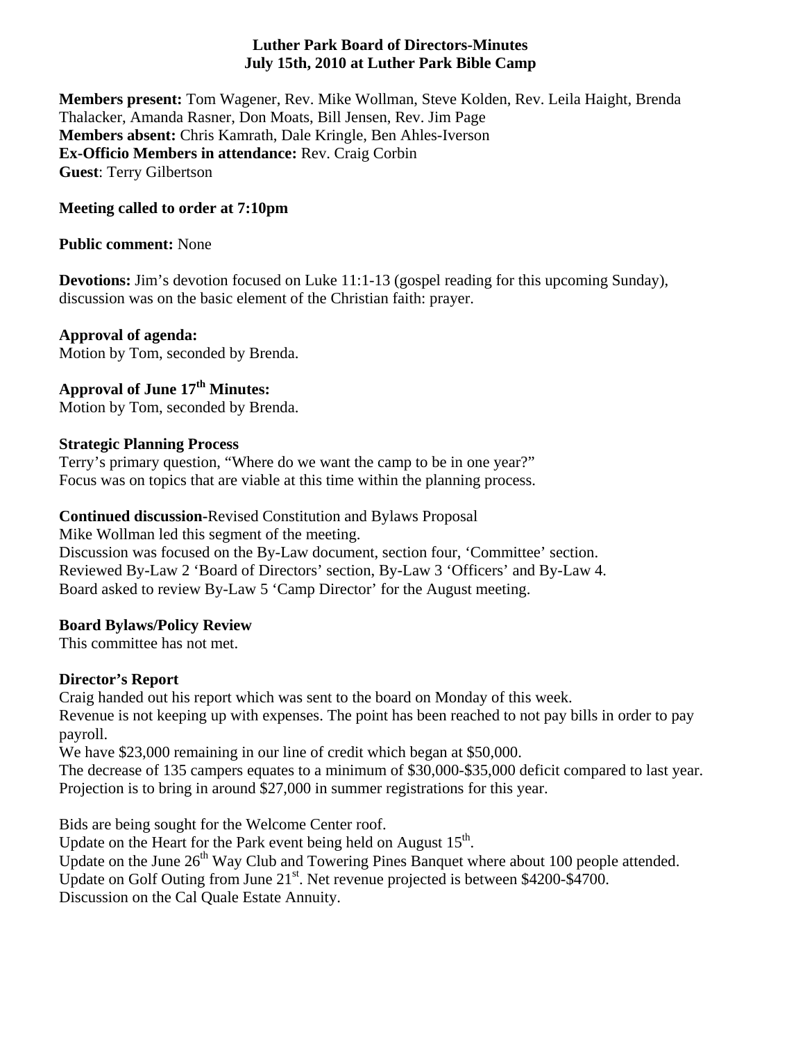# Luther Park Board of Directors-Minutes
## July 15th, 2010 at Luther Park Bible Camp

**Members present:** Tom Wagener, Rev. Mike Wollman, Steve Kolden, Rev. Leila Haight, Brenda Thalacker, Amanda Rasner, Don Moats, Bill Jensen, Rev. Jim Page
**Members absent:** Chris Kamrath, Dale Kringle, Ben Ahles-Iverson
**Ex-Officio Members in attendance:** Rev. Craig Corbin
**Guest**: Terry Gilbertson

**Meeting called to order at 7:10pm**

**Public comment:** None

**Devotions:** Jim's devotion focused on Luke 11:1-13 (gospel reading for this upcoming Sunday), discussion was on the basic element of the Christian faith: prayer.

**Approval of agenda:**
Motion by Tom, seconded by Brenda.

**Approval of June 17th Minutes:**
Motion by Tom, seconded by Brenda.

**Strategic Planning Process**
Terry's primary question, "Where do we want the camp to be in one year?"
Focus was on topics that are viable at this time within the planning process.

**Continued discussion-**Revised Constitution and Bylaws Proposal
Mike Wollman led this segment of the meeting.
Discussion was focused on the By-Law document, section four, 'Committee' section.
Reviewed By-Law 2 'Board of Directors' section, By-Law 3 'Officers' and By-Law 4.
Board asked to review By-Law 5 'Camp Director' for the August meeting.

**Board Bylaws/Policy Review**
This committee has not met.

**Director's Report**
Craig handed out his report which was sent to the board on Monday of this week.
Revenue is not keeping up with expenses. The point has been reached to not pay bills in order to pay payroll.
We have $23,000 remaining in our line of credit which began at $50,000.
The decrease of 135 campers equates to a minimum of $30,000-$35,000 deficit compared to last year.
Projection is to bring in around $27,000 in summer registrations for this year.

Bids are being sought for the Welcome Center roof.
Update on the Heart for the Park event being held on August 15th.
Update on the June 26th Way Club and Towering Pines Banquet where about 100 people attended.
Update on Golf Outing from June 21st. Net revenue projected is between $4200-$4700.
Discussion on the Cal Quale Estate Annuity.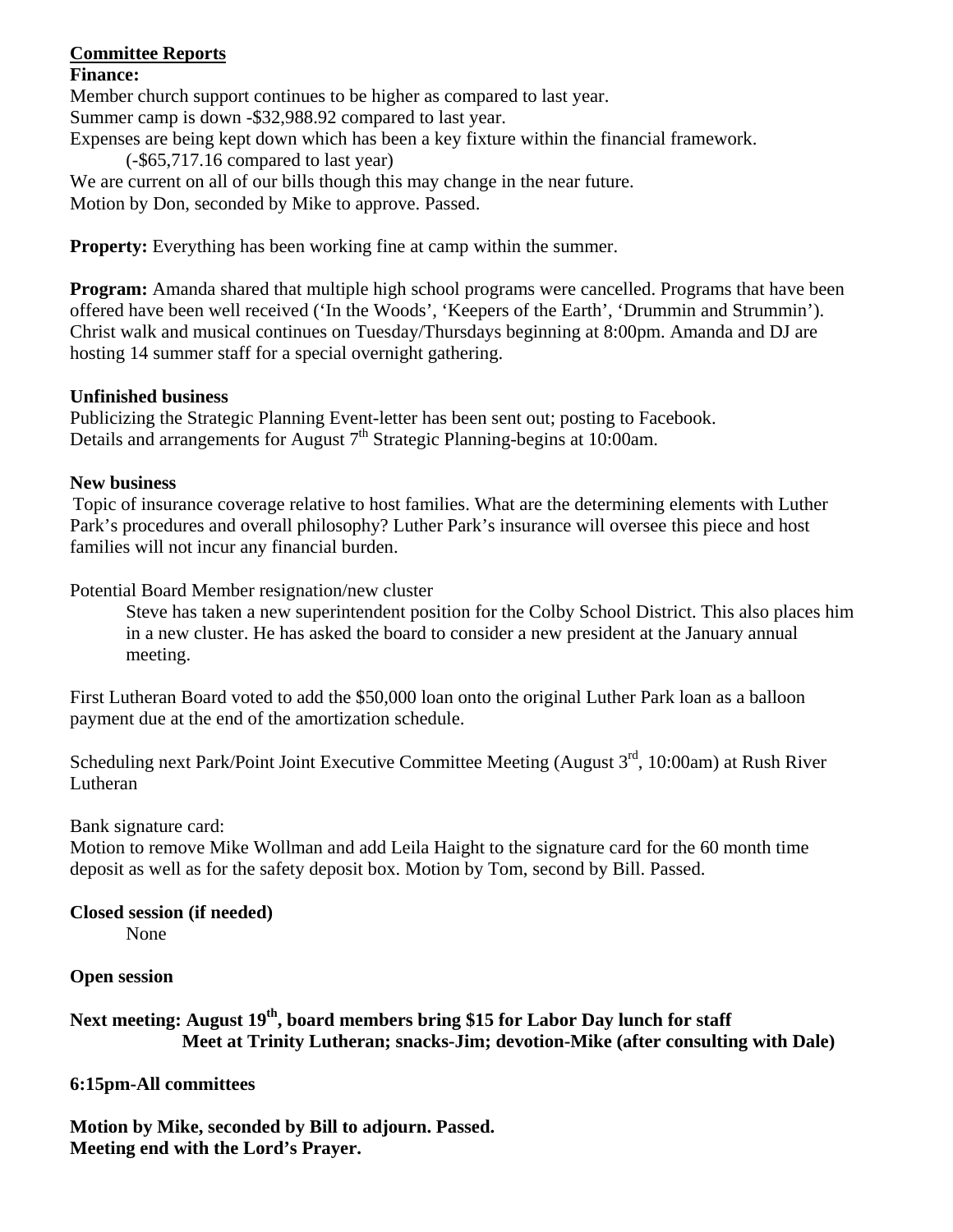**Committee Reports**

**Finance:**

Member church support continues to be higher as compared to last year.
Summer camp is down -$32,988.92 compared to last year.
Expenses are being kept down which has been a key fixture within the financial framework.
(-$65,717.16 compared to last year)
We are current on all of our bills though this may change in the near future.
Motion by Don, seconded by Mike to approve. Passed.

**Property:** Everything has been working fine at camp within the summer.

**Program:** Amanda shared that multiple high school programs were cancelled. Programs that have been offered have been well received ('In the Woods', 'Keepers of the Earth', 'Drummin and Strummin'). Christ walk and musical continues on Tuesday/Thursdays beginning at 8:00pm. Amanda and DJ are hosting 14 summer staff for a special overnight gathering.

**Unfinished business**

Publicizing the Strategic Planning Event-letter has been sent out; posting to Facebook.
Details and arrangements for August 7th Strategic Planning-begins at 10:00am.

**New business**

Topic of insurance coverage relative to host families. What are the determining elements with Luther Park's procedures and overall philosophy? Luther Park's insurance will oversee this piece and host families will not incur any financial burden.

Potential Board Member resignation/new cluster

Steve has taken a new superintendent position for the Colby School District. This also places him in a new cluster. He has asked the board to consider a new president at the January annual meeting.

First Lutheran Board voted to add the $50,000 loan onto the original Luther Park loan as a balloon payment due at the end of the amortization schedule.

Scheduling next Park/Point Joint Executive Committee Meeting (August 3rd, 10:00am) at Rush River Lutheran

Bank signature card:
Motion to remove Mike Wollman and add Leila Haight to the signature card for the 60 month time deposit as well as for the safety deposit box. Motion by Tom, second by Bill. Passed.

**Closed session (if needed)**

None

**Open session**

**Next meeting: August 19th, board members bring $15 for Labor Day lunch for staff**
**Meet at Trinity Lutheran; snacks-Jim; devotion-Mike (after consulting with Dale)**

**6:15pm-All committees**

**Motion by Mike, seconded by Bill to adjourn. Passed.**
**Meeting end with the Lord's Prayer.**